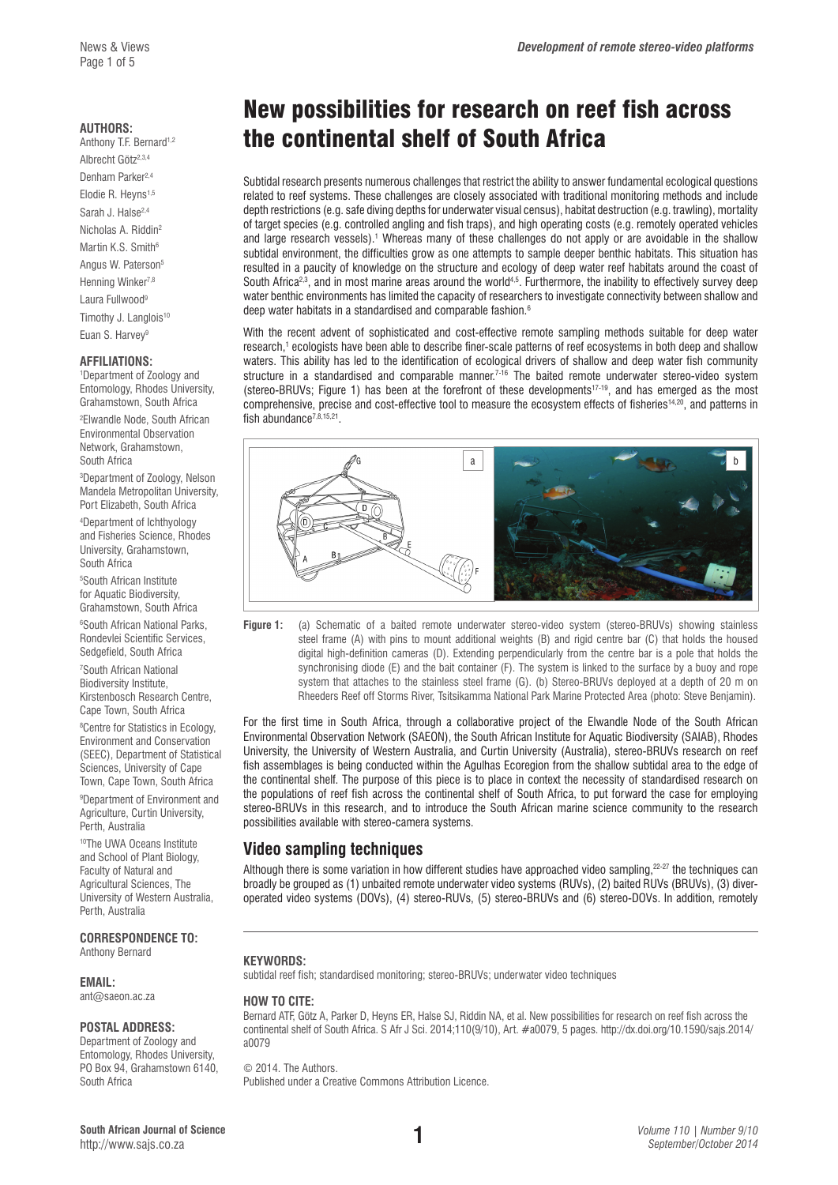# New possibilities for research on reef fish across the continental shelf of South Africa

**AUTHORS:**
Anthony T.F. Bernard[1,2]
Albrecht Götz[2,3,4]
Denham Parker[2,4]
Elodie R. Heyns[1,5]
Sarah J. Halse[2,4]
Nicholas A. Riddin[2]
Martin K.S. Smith[6]
Angus W. Paterson[5]
Henning Winker[7,8]
Laura Fullwood[9]
Timothy J. Langlois[10]
Euan S. Harvey[9]

**AFFILIATIONS:**
[1]Department of Zoology and Entomology, Rhodes University, Grahamstown, South Africa
[2]Elwandle Node, South African Environmental Observation Network, Grahamstown, South Africa
[3]Department of Zoology, Nelson Mandela Metropolitan University, Port Elizabeth, South Africa
[4]Department of Ichthyology and Fisheries Science, Rhodes University, Grahamstown, South Africa
[5]South African Institute for Aquatic Biodiversity, Grahamstown, South Africa
[6]South African National Parks, Rondevlei Scientific Services, Sedgefield, South Africa
[7]South African National Biodiversity Institute, Kirstenbosch Research Centre, Cape Town, South Africa
[8]Centre for Statistics in Ecology, Environment and Conservation (SEEC), Department of Statistical Sciences, University of Cape Town, Cape Town, South Africa
[9]Department of Environment and Agriculture, Curtin University, Perth, Australia
[10]The UWA Oceans Institute and School of Plant Biology, Faculty of Natural and Agricultural Sciences, The University of Western Australia, Perth, Australia

**CORRESPONDENCE TO:**
Anthony Bernard

**EMAIL:**
ant@saeon.ac.za

**POSTAL ADDRESS:**
Department of Zoology and Entomology, Rhodes University, PO Box 94, Grahamstown 6140, South Africa

Subtidal research presents numerous challenges that restrict the ability to answer fundamental ecological questions related to reef systems. These challenges are closely associated with traditional monitoring methods and include depth restrictions (e.g. safe diving depths for underwater visual census), habitat destruction (e.g. trawling), mortality of target species (e.g. controlled angling and fish traps), and high operating costs (e.g. remotely operated vehicles and large research vessels).[1] Whereas many of these challenges do not apply or are avoidable in the shallow subtidal environment, the difficulties grow as one attempts to sample deeper benthic habitats. This situation has resulted in a paucity of knowledge on the structure and ecology of deep water reef habitats around the coast of South Africa[2,3], and in most marine areas around the world[4,5]. Furthermore, the inability to effectively survey deep water benthic environments has limited the capacity of researchers to investigate connectivity between shallow and deep water habitats in a standardised and comparable fashion.[6]

With the recent advent of sophisticated and cost-effective remote sampling methods suitable for deep water research,[1] ecologists have been able to describe finer-scale patterns of reef ecosystems in both deep and shallow waters. This ability has led to the identification of ecological drivers of shallow and deep water fish community structure in a standardised and comparable manner.[7-16] The baited remote underwater stereo-video system (stereo-BRUVs; Figure 1) has been at the forefront of these developments[17-19], and has emerged as the most comprehensive, precise and cost-effective tool to measure the ecosystem effects of fisheries[14,20], and patterns in fish abundance[7,8,15,21].

**Figure 1:** (a) Schematic of a baited remote underwater stereo-video system (stereo-BRUVs) showing stainless steel frame (A) with pins to mount additional weights (B) and rigid centre bar (C) that holds the housed digital high-definition cameras (D). Extending perpendicularly from the centre bar is a pole that holds the synchronising diode (E) and the bait container (F). The system is linked to the surface by a buoy and rope system that attaches to the stainless steel frame (G). (b) Stereo-BRUVs deployed at a depth of 20 m on Rheeders Reef off Storms River, Tsitsikamma National Park Marine Protected Area (photo: Steve Benjamin).

For the first time in South Africa, through a collaborative project of the Elwandle Node of the South African Environmental Observation Network (SAEON), the South African Institute for Aquatic Biodiversity (SAIAB), Rhodes University, the University of Western Australia, and Curtin University (Australia), stereo-BRUVs research on reef fish assemblages is being conducted within the Agulhas Ecoregion from the shallow subtidal area to the edge of the continental shelf. The purpose of this piece is to place in context the necessity of standardised research on the populations of reef fish across the continental shelf of South Africa, to put forward the case for employing stereo-BRUVs in this research, and to introduce the South African marine science community to the research possibilities available with stereo-camera systems.

## Video sampling techniques

Although there is some variation in how different studies have approached video sampling,[22-27] the techniques can broadly be grouped as (1) unbaited remote underwater video systems (RUVs), (2) baited RUVs (BRUVs), (3) diver-operated video systems (DOVs), (4) stereo-RUVs, (5) stereo-BRUVs and (6) stereo-DOVs. In addition, remotely

**KEYWORDS:**
subtidal reef fish; standardised monitoring; stereo-BRUVs; underwater video techniques

**HOW TO CITE:**
Bernard ATF, Götz A, Parker D, Heyns ER, Halse SJ, Riddin NA, et al. New possibilities for research on reef fish across the continental shelf of South Africa. S Afr J Sci. 2014;110(9/10), Art. #a0079, 5 pages. http://dx.doi.org/10.1590/sajs.2014/a0079

© 2014. The Authors.
Published under a Creative Commons Attribution Licence.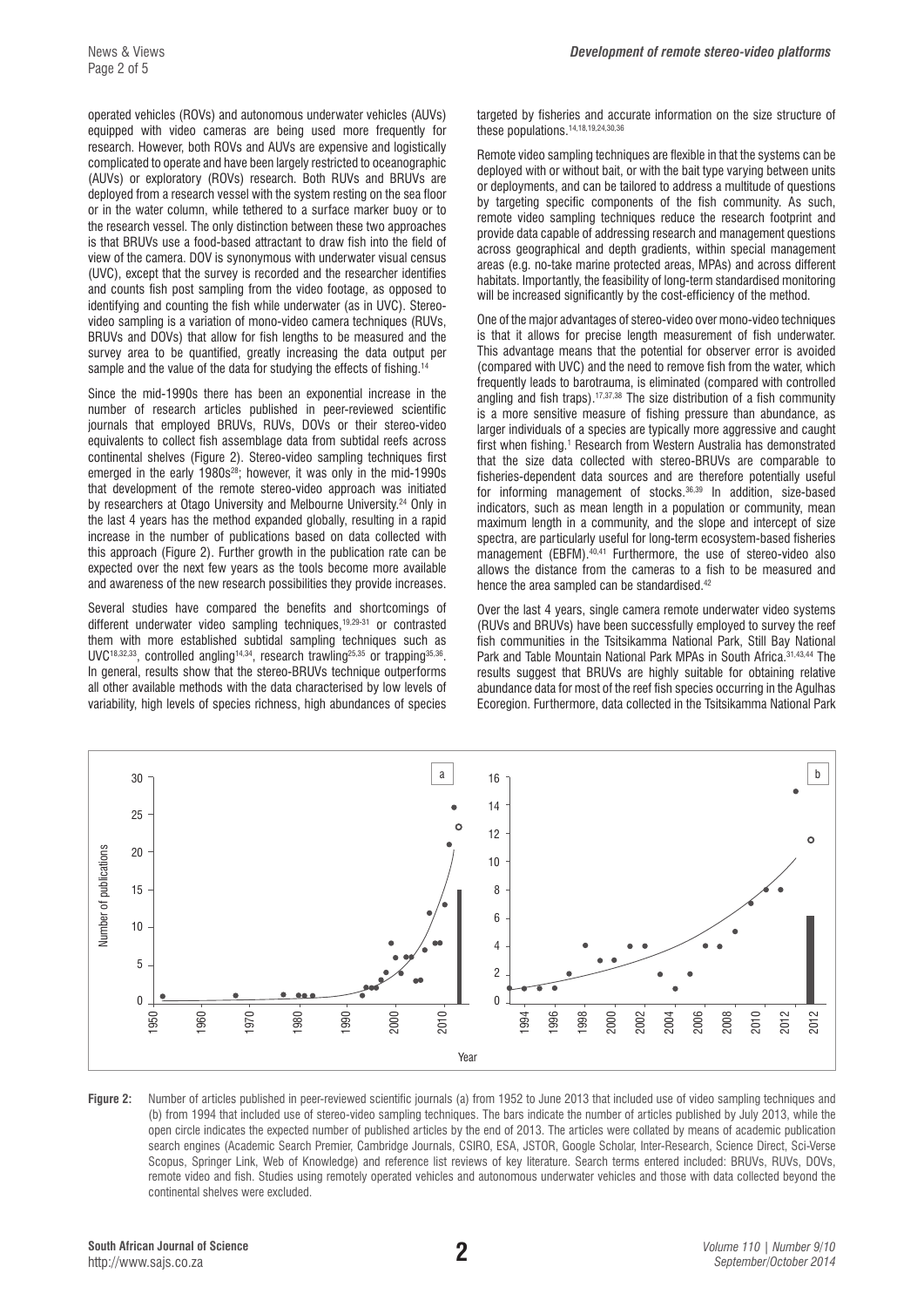operated vehicles (ROVs) and autonomous underwater vehicles (AUVs) equipped with video cameras are being used more frequently for research. However, both ROVs and AUVs are expensive and logistically complicated to operate and have been largely restricted to oceanographic (AUVs) or exploratory (ROVs) research. Both RUVs and BRUVs are deployed from a research vessel with the system resting on the sea floor or in the water column, while tethered to a surface marker buoy or to the research vessel. The only distinction between these two approaches is that BRUVs use a food-based attractant to draw fish into the field of view of the camera. DOV is synonymous with underwater visual census (UVC), except that the survey is recorded and the researcher identifies and counts fish post sampling from the video footage, as opposed to identifying and counting the fish while underwater (as in UVC). Stereo-video sampling is a variation of mono-video camera techniques (RUVs, BRUVs and DOVs) that allow for fish lengths to be measured and the survey area to be quantified, greatly increasing the data output per sample and the value of the data for studying the effects of fishing.[14]

Since the mid-1990s there has been an exponential increase in the number of research articles published in peer-reviewed scientific journals that employed BRUVs, RUVs, DOVs or their stereo-video equivalents to collect fish assemblage data from subtidal reefs across continental shelves (Figure 2). Stereo-video sampling techniques first emerged in the early 1980s[28]; however, it was only in the mid-1990s that development of the remote stereo-video approach was initiated by researchers at Otago University and Melbourne University.[24] Only in the last 4 years has the method expanded globally, resulting in a rapid increase in the number of publications based on data collected with this approach (Figure 2). Further growth in the publication rate can be expected over the next few years as the tools become more available and awareness of the new research possibilities they provide increases.

Several studies have compared the benefits and shortcomings of different underwater video sampling techniques,[19,29-31] or contrasted them with more established subtidal sampling techniques such as UVC[18,32,33], controlled angling[14,34], research trawling[25,35] or trapping[35,36]. In general, results show that the stereo-BRUVs technique outperforms all other available methods with the data characterised by low levels of variability, high levels of species richness, high abundances of species targeted by fisheries and accurate information on the size structure of these populations.[14,18,19,24,30,36]

Remote video sampling techniques are flexible in that the systems can be deployed with or without bait, or with the bait type varying between units or deployments, and can be tailored to address a multitude of questions by targeting specific components of the fish community. As such, remote video sampling techniques reduce the research footprint and provide data capable of addressing research and management questions across geographical and depth gradients, within special management areas (e.g. no-take marine protected areas, MPAs) and across different habitats. Importantly, the feasibility of long-term standardised monitoring will be increased significantly by the cost-efficiency of the method.

One of the major advantages of stereo-video over mono-video techniques is that it allows for precise length measurement of fish underwater. This advantage means that the potential for observer error is avoided (compared with UVC) and the need to remove fish from the water, which frequently leads to barotrauma, is eliminated (compared with controlled angling and fish traps).[17,37,38] The size distribution of a fish community is a more sensitive measure of fishing pressure than abundance, as larger individuals of a species are typically more aggressive and caught first when fishing.[1] Research from Western Australia has demonstrated that the size data collected with stereo-BRUVs are comparable to fisheries-dependent data sources and are therefore potentially useful for informing management of stocks.[36,39] In addition, size-based indicators, such as mean length in a population or community, mean maximum length in a community, and the slope and intercept of size spectra, are particularly useful for long-term ecosystem-based fisheries management (EBFM).[40,41] Furthermore, the use of stereo-video also allows the distance from the cameras to a fish to be measured and hence the area sampled can be standardised.[42]

Over the last 4 years, single camera remote underwater video systems (RUVs and BRUVs) have been successfully employed to survey the reef fish communities in the Tsitsikamma National Park, Still Bay National Park and Table Mountain National Park MPAs in South Africa.[31,43,44] The results suggest that BRUVs are highly suitable for obtaining relative abundance data for most of the reef fish species occurring in the Agulhas Ecoregion. Furthermore, data collected in the Tsitsikamma National Park

**Figure 2:** Number of articles published in peer-reviewed scientific journals (a) from 1952 to June 2013 that included use of video sampling techniques and (b) from 1994 that included use of stereo-video sampling techniques. The bars indicate the number of articles published by July 2013, while the open circle indicates the expected number of published articles by the end of 2013. The articles were collated by means of academic publication search engines (Academic Search Premier, Cambridge Journals, CSIRO, ESA, JSTOR, Google Scholar, Inter-Research, Science Direct, Sci-Verse Scopus, Springer Link, Web of Knowledge) and reference list reviews of key literature. Search terms entered included: BRUVs, RUVs, DOVs, remote video and fish. Studies using remotely operated vehicles and autonomous underwater vehicles and those with data collected beyond the continental shelves were excluded.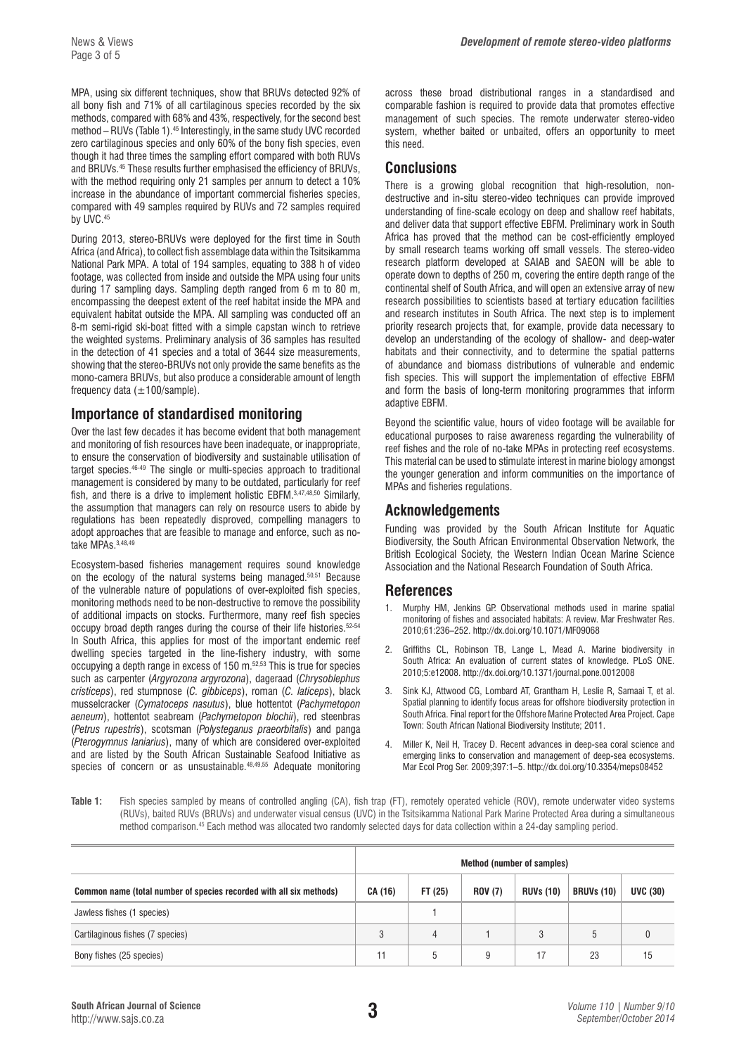MPA, using six different techniques, show that BRUVs detected 92% of all bony fish and 71% of all cartilaginous species recorded by the six methods, compared with 68% and 43%, respectively, for the second best method – RUVs (Table 1).[45] Interestingly, in the same study UVC recorded zero cartilaginous species and only 60% of the bony fish species, even though it had three times the sampling effort compared with both RUVs and BRUVs.[45] These results further emphasised the efficiency of BRUVs, with the method requiring only 21 samples per annum to detect a 10% increase in the abundance of important commercial fisheries species, compared with 49 samples required by RUVs and 72 samples required by UVC.[45]

During 2013, stereo-BRUVs were deployed for the first time in South Africa (and Africa), to collect fish assemblage data within the Tsitsikamma National Park MPA. A total of 194 samples, equating to 388 h of video footage, was collected from inside and outside the MPA using four units during 17 sampling days. Sampling depth ranged from 6 m to 80 m, encompassing the deepest extent of the reef habitat inside the MPA and equivalent habitat outside the MPA. All sampling was conducted off an 8-m semi-rigid ski-boat fitted with a simple capstan winch to retrieve the weighted systems. Preliminary analysis of 36 samples has resulted in the detection of 41 species and a total of 3644 size measurements, showing that the stereo-BRUVs not only provide the same benefits as the mono-camera BRUVs, but also produce a considerable amount of length frequency data ($\pm$100/sample).

## Importance of standardised monitoring

Over the last few decades it has become evident that both management and monitoring of fish resources have been inadequate, or inappropriate, to ensure the conservation of biodiversity and sustainable utilisation of target species.[46-49] The single or multi-species approach to traditional management is considered by many to be outdated, particularly for reef fish, and there is a drive to implement holistic EBFM.[3,47,48,50] Similarly, the assumption that managers can rely on resource users to abide by regulations has been repeatedly disproved, compelling managers to adopt approaches that are feasible to manage and enforce, such as no-take MPAs.[3,48,49]

Ecosystem-based fisheries management requires sound knowledge on the ecology of the natural systems being managed.[50,51] Because of the vulnerable nature of populations of over-exploited fish species, monitoring methods need to be non-destructive to remove the possibility of additional impacts on stocks. Furthermore, many reef fish species occupy broad depth ranges during the course of their life histories.[52-54] In South Africa, this applies for most of the important endemic reef dwelling species targeted in the line-fishery industry, with some occupying a depth range in excess of 150 m.[52,53] This is true for species such as carpenter (*Argyrozona argyrozona*), dageraad (*Chrysoblephus cristiceps*), red stumpnose (*C. gibbiceps*), roman (*C. laticeps*), black musselcracker (*Cymatoceps nasutus*), blue hottentot (*Pachymetopon aeneum*), hottentot seabream (*Pachymetopon blochii*), red steenbras (*Petrus rupestris*), scotsman (*Polysteganus praeorbitalis*) and panga (*Pterogymnus laniarius*), many of which are considered over-exploited and are listed by the South African Sustainable Seafood Initiative as species of concern or as unsustainable.[48,49,55] Adequate monitoring across these broad distributional ranges in a standardised and comparable fashion is required to provide data that promotes effective management of such species. The remote underwater stereo-video system, whether baited or unbaited, offers an opportunity to meet this need.

## Conclusions

There is a growing global recognition that high-resolution, non-destructive and in-situ stereo-video techniques can provide improved understanding of fine-scale ecology on deep and shallow reef habitats, and deliver data that support effective EBFM. Preliminary work in South Africa has proved that the method can be cost-efficiently employed by small research teams working off small vessels. The stereo-video research platform developed at SAIAB and SAEON will be able to operate down to depths of 250 m, covering the entire depth range of the continental shelf of South Africa, and will open an extensive array of new research possibilities to scientists based at tertiary education facilities and research institutes in South Africa. The next step is to implement priority research projects that, for example, provide data necessary to develop an understanding of the ecology of shallow- and deep-water habitats and their connectivity, and to determine the spatial patterns of abundance and biomass distributions of vulnerable and endemic fish species. This will support the implementation of effective EBFM and form the basis of long-term monitoring programmes that inform adaptive EBFM.

Beyond the scientific value, hours of video footage will be available for educational purposes to raise awareness regarding the vulnerability of reef fishes and the role of no-take MPAs in protecting reef ecosystems. This material can be used to stimulate interest in marine biology amongst the younger generation and inform communities on the importance of MPAs and fisheries regulations.

## Acknowledgements

Funding was provided by the South African Institute for Aquatic Biodiversity, the South African Environmental Observation Network, the British Ecological Society, the Western Indian Ocean Marine Science Association and the National Research Foundation of South Africa.

## References

1. Murphy HM, Jenkins GP. Observational methods used in marine spatial monitoring of fishes and associated habitats: A review. Mar Freshwater Res. 2010;61:236–252. http://dx.doi.org/10.1071/MF09068
2. Griffiths CL, Robinson TB, Lange L, Mead A. Marine biodiversity in South Africa: An evaluation of current states of knowledge. PLoS ONE. 2010;5:e12008. http://dx.doi.org/10.1371/journal.pone.0012008
3. Sink KJ, Attwood CG, Lombard AT, Grantham H, Leslie R, Samaai T, et al. Spatial planning to identify focus areas for offshore biodiversity protection in South Africa. Final report for the Offshore Marine Protected Area Project. Cape Town: South African National Biodiversity Institute; 2011.
4. Miller K, Neil H, Tracey D. Recent advances in deep-sea coral science and emerging links to conservation and management of deep-sea ecosystems. Mar Ecol Prog Ser. 2009;397:1–5. http://dx.doi.org/10.3354/meps08452

**Table 1:** Fish species sampled by means of controlled angling (CA), fish trap (FT), remotely operated vehicle (ROV), remote underwater video systems (RUVs), baited RUVs (BRUVs) and underwater visual census (UVC) in the Tsitsikamma National Park Marine Protected Area during a simultaneous method comparison.[45] Each method was allocated two randomly selected days for data collection within a 24-day sampling period.

| | Method (number of samples) | | | | | |
|---|---|---|---|---|---|---|
| **Common name (total number of species recorded with all six methods)** | **CA (16)** | **FT (25)** | **ROV (7)** | **RUVs (10)** | **BRUVs (10)** | **UVC (30)** |
| Jawless fishes (1 species) | | 1 | | | | |
| Cartilaginous fishes (7 species) | 3 | 4 | 1 | 3 | 5 | 0 |
| Bony fishes (25 species) | 11 | 5 | 9 | 17 | 23 | 15 |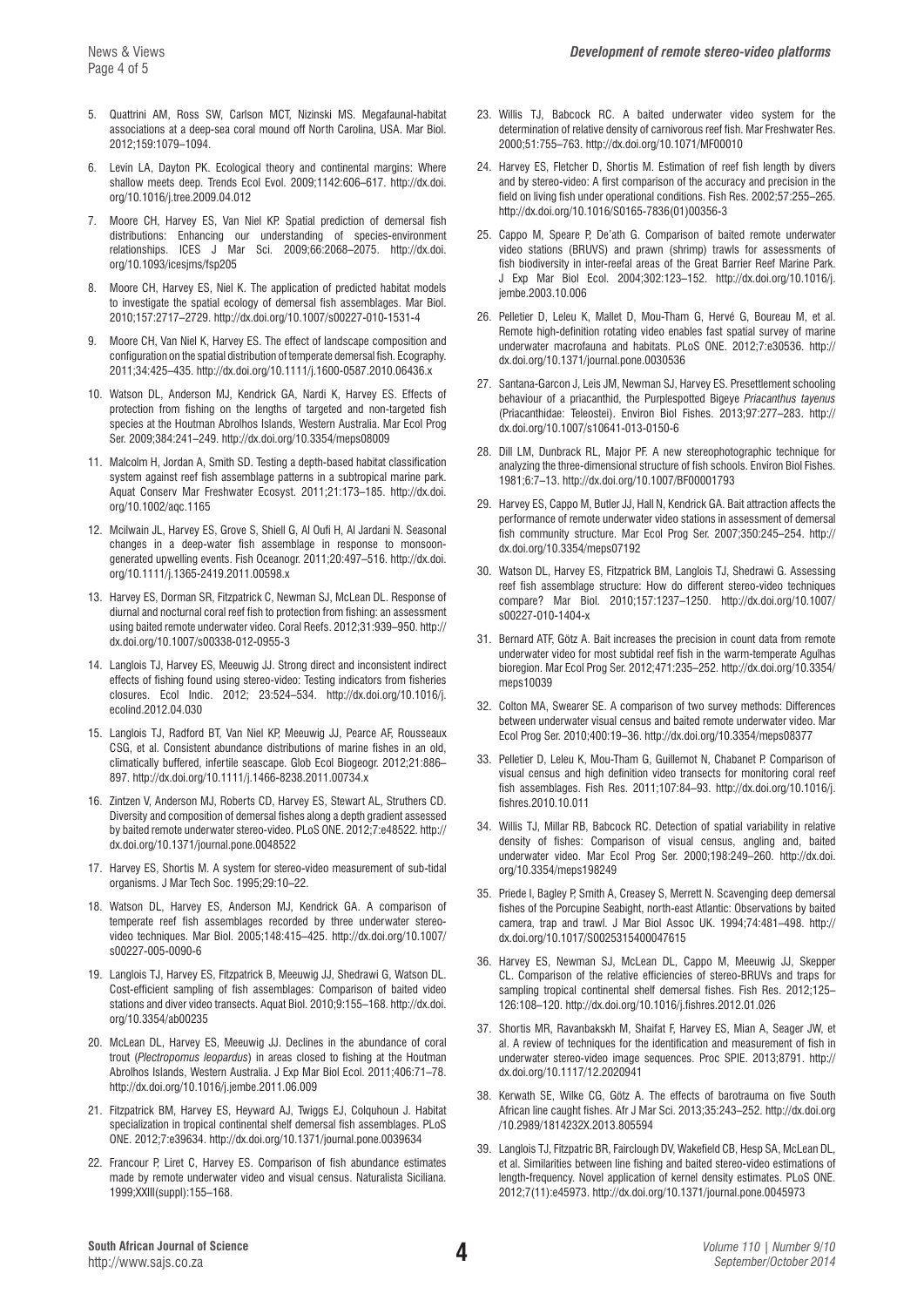5. Quattrini AM, Ross SW, Carlson MCT, Nizinski MS. Megafaunal-habitat associations at a deep-sea coral mound off North Carolina, USA. Mar Biol. 2012;159:1079–1094.

6. Levin LA, Dayton PK. Ecological theory and continental margins: Where shallow meets deep. Trends Ecol Evol. 2009;1142:606–617. http://dx.doi.org/10.1016/j.tree.2009.04.012

7. Moore CH, Harvey ES, Van Niel KP. Spatial prediction of demersal fish distributions: Enhancing our understanding of species-environment relationships. ICES J Mar Sci. 2009;66:2068–2075. http://dx.doi.org/10.1093/icesjms/fsp205

8. Moore CH, Harvey ES, Niel K. The application of predicted habitat models to investigate the spatial ecology of demersal fish assemblages. Mar Biol. 2010;157:2717–2729. http://dx.doi.org/10.1007/s00227-010-1531-4

9. Moore CH, Van Niel K, Harvey ES. The effect of landscape composition and configuration on the spatial distribution of temperate demersal fish. Ecography. 2011;34:425–435. http://dx.doi.org/10.1111/j.1600-0587.2010.06436.x

10. Watson DL, Anderson MJ, Kendrick GA, Nardi K, Harvey ES. Effects of protection from fishing on the lengths of targeted and non-targeted fish species at the Houtman Abrolhos Islands, Western Australia. Mar Ecol Prog Ser. 2009;384:241–249. http://dx.doi.org/10.3354/meps08009

11. Malcolm H, Jordan A, Smith SD. Testing a depth-based habitat classification system against reef fish assemblage patterns in a subtropical marine park. Aquat Conserv Mar Freshwater Ecosyst. 2011;21:173–185. http://dx.doi.org/10.1002/aqc.1165

12. Mcilwain JL, Harvey ES, Grove S, Shiell G, Al Oufi H, Al Jardani N. Seasonal changes in a deep-water fish assemblage in response to monsoon-generated upwelling events. Fish Oceanogr. 2011;20:497–516. http://dx.doi.org/10.1111/j.1365-2419.2011.00598.x

13. Harvey ES, Dorman SR, Fitzpatrick C, Newman SJ, McLean DL. Response of diurnal and nocturnal coral reef fish to protection from fishing: an assessment using baited remote underwater video. Coral Reefs. 2012;31:939–950. http://dx.doi.org/10.1007/s00338-012-0955-3

14. Langlois TJ, Harvey ES, Meeuwig JJ. Strong direct and inconsistent indirect effects of fishing found using stereo-video: Testing indicators from fisheries closures. Ecol Indic. 2012; 23:524–534. http://dx.doi.org/10.1016/j.ecolind.2012.04.030

15. Langlois TJ, Radford BT, Van Niel KP, Meeuwig JJ, Pearce AF, Rousseaux CSG, et al. Consistent abundance distributions of marine fishes in an old, climatically buffered, infertile seascape. Glob Ecol Biogeogr. 2012;21:886–897. http://dx.doi.org/10.1111/j.1466-8238.2011.00734.x

16. Zintzen V, Anderson MJ, Roberts CD, Harvey ES, Stewart AL, Struthers CD. Diversity and composition of demersal fishes along a depth gradient assessed by baited remote underwater stereo-video. PLoS ONE. 2012;7:e48522. http://dx.doi.org/10.1371/journal.pone.0048522

17. Harvey ES, Shortis M. A system for stereo-video measurement of sub-tidal organisms. J Mar Tech Soc. 1995;29:10–22.

18. Watson DL, Harvey ES, Anderson MJ, Kendrick GA. A comparison of temperate reef fish assemblages recorded by three underwater stereo-video techniques. Mar Biol. 2005;148:415–425. http://dx.doi.org/10.1007/s00227-005-0090-6

19. Langlois TJ, Harvey ES, Fitzpatrick B, Meeuwig JJ, Shedrawi G, Watson DL. Cost-efficient sampling of fish assemblages: Comparison of baited video stations and diver video transects. Aquat Biol. 2010;9:155–168. http://dx.doi.org/10.3354/ab00235

20. McLean DL, Harvey ES, Meeuwig JJ. Declines in the abundance of coral trout (*Plectropomus leopardus*) in areas closed to fishing at the Houtman Abrolhos Islands, Western Australia. J Exp Mar Biol Ecol. 2011;406:71–78. http://dx.doi.org/10.1016/j.jembe.2011.06.009

21. Fitzpatrick BM, Harvey ES, Heyward AJ, Twiggs EJ, Colquhoun J. Habitat specialization in tropical continental shelf demersal fish assemblages. PLoS ONE. 2012;7:e39634. http://dx.doi.org/10.1371/journal.pone.0039634

22. Francour P, Liret C, Harvey ES. Comparison of fish abundance estimates made by remote underwater video and visual census. Naturalista Siciliana. 1999;XXIII(suppl):155–168.

23. Willis TJ, Babcock RC. A baited underwater video system for the determination of relative density of carnivorous reef fish. Mar Freshwater Res. 2000;51:755–763. http://dx.doi.org/10.1071/MF00010

24. Harvey ES, Fletcher D, Shortis M. Estimation of reef fish length by divers and by stereo-video: A first comparison of the accuracy and precision in the field on living fish under operational conditions. Fish Res. 2002;57:255–265. http://dx.doi.org/10.1016/S0165-7836(01)00356-3

25. Cappo M, Speare P, De'ath G. Comparison of baited remote underwater video stations (BRUVS) and prawn (shrimp) trawls for assessments of fish biodiversity in inter-reefal areas of the Great Barrier Reef Marine Park. J Exp Mar Biol Ecol. 2004;302:123–152. http://dx.doi.org/10.1016/j.jembe.2003.10.006

26. Pelletier D, Leleu K, Mallet D, Mou-Tham G, Hervé G, Boureau M, et al. Remote high-definition rotating video enables fast spatial survey of marine underwater macrofauna and habitats. PLoS ONE. 2012;7:e30536. http://dx.doi.org/10.1371/journal.pone.0030536

27. Santana-Garcon J, Leis JM, Newman SJ, Harvey ES. Presettlement schooling behaviour of a priacanthid, the Purplespotted Bigeye *Priacanthus tayenus* (Priacanthidae: Teleostei). Environ Biol Fishes. 2013;97:277–283. http://dx.doi.org/10.1007/s10641-013-0150-6

28. Dill LM, Dunbrack RL, Major PF. A new stereophotographic technique for analyzing the three-dimensional structure of fish schools. Environ Biol Fishes. 1981;6:7–13. http://dx.doi.org/10.1007/BF00001793

29. Harvey ES, Cappo M, Butler JJ, Hall N, Kendrick GA. Bait attraction affects the performance of remote underwater video stations in assessment of demersal fish community structure. Mar Ecol Prog Ser. 2007;350:245–254. http://dx.doi.org/10.3354/meps07192

30. Watson DL, Harvey ES, Fitzpatrick BM, Langlois TJ, Shedrawi G. Assessing reef fish assemblage structure: How do different stereo-video techniques compare? Mar Biol. 2010;157:1237–1250. http://dx.doi.org/10.1007/s00227-010-1404-x

31. Bernard ATF, Götz A. Bait increases the precision in count data from remote underwater video for most subtidal reef fish in the warm-temperate Agulhas bioregion. Mar Ecol Prog Ser. 2012;471:235–252. http://dx.doi.org/10.3354/meps10039

32. Colton MA, Swearer SE. A comparison of two survey methods: Differences between underwater visual census and baited remote underwater video. Mar Ecol Prog Ser. 2010;400:19–36. http://dx.doi.org/10.3354/meps08377

33. Pelletier D, Leleu K, Mou-Tham G, Guillemot N, Chabanet P. Comparison of visual census and high definition video transects for monitoring coral reef fish assemblages. Fish Res. 2011;107:84–93. http://dx.doi.org/10.1016/j.fishres.2010.10.011

34. Willis TJ, Millar RB, Babcock RC. Detection of spatial variability in relative density of fishes: Comparison of visual census, angling and, baited underwater video. Mar Ecol Prog Ser. 2000;198:249–260. http://dx.doi.org/10.3354/meps198249

35. Priede I, Bagley P, Smith A, Creasey S, Merrett N. Scavenging deep demersal fishes of the Porcupine Seabight, north-east Atlantic: Observations by baited camera, trap and trawl. J Mar Biol Assoc UK. 1994;74:481–498. http://dx.doi.org/10.1017/S0025315400047615

36. Harvey ES, Newman SJ, McLean DL, Cappo M, Meeuwig JJ, Skepper CL. Comparison of the relative efficiencies of stereo-BRUVs and traps for sampling tropical continental shelf demersal fishes. Fish Res. 2012;125–126:108–120. http://dx.doi.org/10.1016/j.fishres.2012.01.026

37. Shortis MR, Ravanbakskh M, Shaifat F, Harvey ES, Mian A, Seager JW, et al. A review of techniques for the identification and measurement of fish in underwater stereo-video image sequences. Proc SPIE. 2013;8791. http://dx.doi.org/10.1117/12.2020941

38. Kerwath SE, Wilke CG, Götz A. The effects of barotrauma on five South African line caught fishes. Afr J Mar Sci. 2013;35:243–252. http://dx.doi.org/10.2989/1814232X.2013.805594

39. Langlois TJ, Fitzpatric BR, Fairclough DV, Wakefield CB, Hesp SA, McLean DL, et al. Similarities between line fishing and baited stereo-video estimations of length-frequency. Novel application of kernel density estimates. PLoS ONE. 2012;7(11):e45973. http://dx.doi.org/10.1371/journal.pone.0045973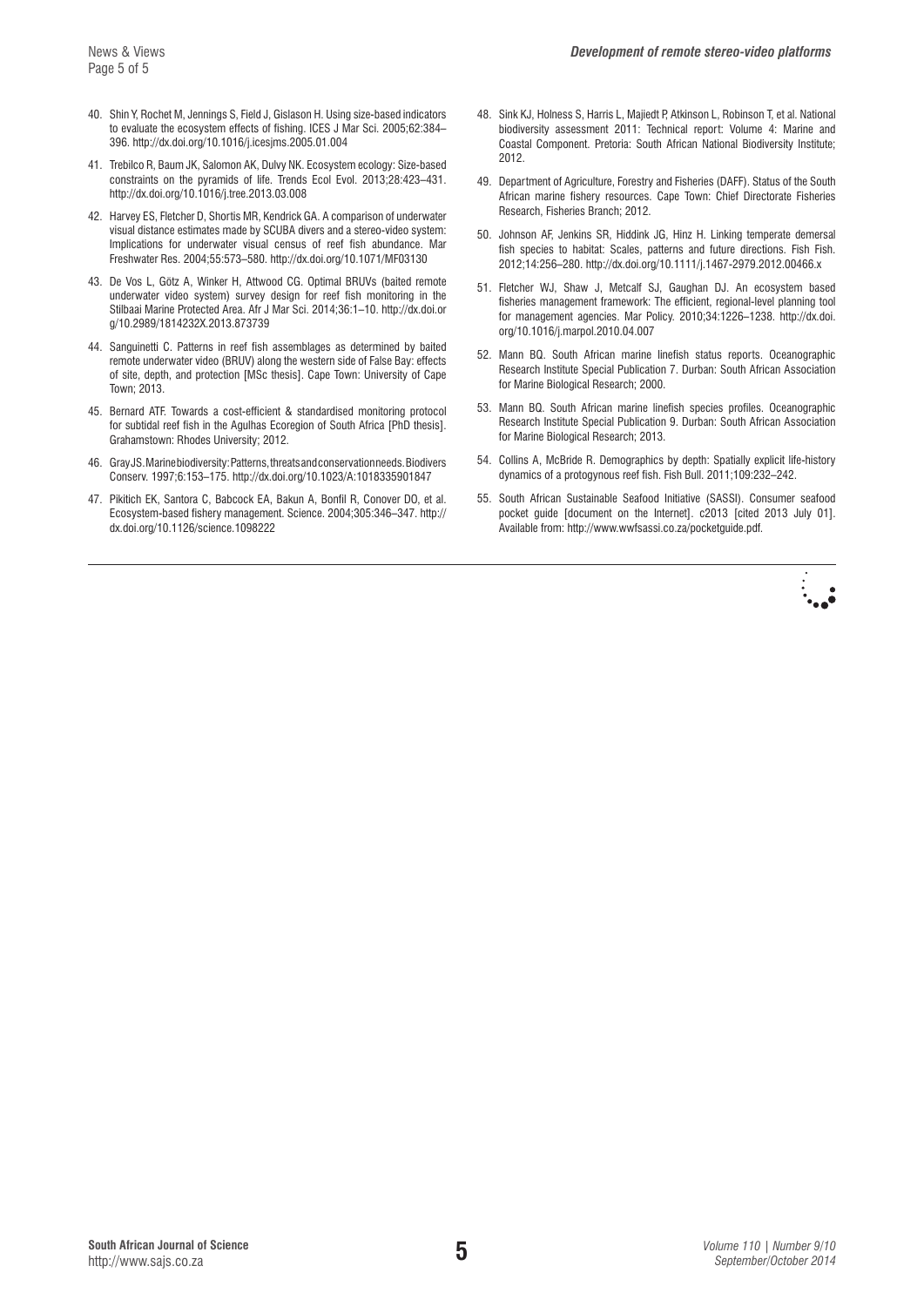40. Shin Y, Rochet M, Jennings S, Field J, Gislason H. Using size-based indicators to evaluate the ecosystem effects of fishing. ICES J Mar Sci. 2005;62:384–396. http://dx.doi.org/10.1016/j.icesjms.2005.01.004

41. Trebilco R, Baum JK, Salomon AK, Dulvy NK. Ecosystem ecology: Size-based constraints on the pyramids of life. Trends Ecol Evol. 2013;28:423–431. http://dx.doi.org/10.1016/j.tree.2013.03.008

42. Harvey ES, Fletcher D, Shortis MR, Kendrick GA. A comparison of underwater visual distance estimates made by SCUBA divers and a stereo-video system: Implications for underwater visual census of reef fish abundance. Mar Freshwater Res. 2004;55:573–580. http://dx.doi.org/10.1071/MF03130

43. De Vos L, Götz A, Winker H, Attwood CG. Optimal BRUVs (baited remote underwater video system) survey design for reef fish monitoring in the Stilbaai Marine Protected Area. Afr J Mar Sci. 2014;36:1–10. http://dx.doi.org/10.2989/1814232X.2013.873739

44. Sanguinetti C. Patterns in reef fish assemblages as determined by baited remote underwater video (BRUV) along the western side of False Bay: effects of site, depth, and protection [MSc thesis]. Cape Town: University of Cape Town; 2013.

45. Bernard ATF. Towards a cost-efficient & standardised monitoring protocol for subtidal reef fish in the Agulhas Ecoregion of South Africa [PhD thesis]. Grahamstown: Rhodes University; 2012.

46. Gray JS. Marine biodiversity: Patterns, threats and conservation needs. Biodivers Conserv. 1997;6:153–175. http://dx.doi.org/10.1023/A:1018335901847

47. Pikitich EK, Santora C, Babcock EA, Bakun A, Bonfil R, Conover DO, et al. Ecosystem-based fishery management. Science. 2004;305:346–347. http://dx.doi.org/10.1126/science.1098222

48. Sink KJ, Holness S, Harris L, Majiedt P, Atkinson L, Robinson T, et al. National biodiversity assessment 2011: Technical report: Volume 4: Marine and Coastal Component. Pretoria: South African National Biodiversity Institute; 2012.

49. Department of Agriculture, Forestry and Fisheries (DAFF). Status of the South African marine fishery resources. Cape Town: Chief Directorate Fisheries Research, Fisheries Branch; 2012.

50. Johnson AF, Jenkins SR, Hiddink JG, Hinz H. Linking temperate demersal fish species to habitat: Scales, patterns and future directions. Fish Fish. 2012;14:256–280. http://dx.doi.org/10.1111/j.1467-2979.2012.00466.x

51. Fletcher WJ, Shaw J, Metcalf SJ, Gaughan DJ. An ecosystem based fisheries management framework: The efficient, regional-level planning tool for management agencies. Mar Policy. 2010;34:1226–1238. http://dx.doi.org/10.1016/j.marpol.2010.04.007

52. Mann BQ. South African marine linefish status reports. Oceanographic Research Institute Special Publication 7. Durban: South African Association for Marine Biological Research; 2000.

53. Mann BQ. South African marine linefish species profiles. Oceanographic Research Institute Special Publication 9. Durban: South African Association for Marine Biological Research; 2013.

54. Collins A, McBride R. Demographics by depth: Spatially explicit life-history dynamics of a protogynous reef fish. Fish Bull. 2011;109:232–242.

55. South African Sustainable Seafood Initiative (SASSI). Consumer seafood pocket guide [document on the Internet]. c2013 [cited 2013 July 01]. Available from: http://www.wwfsassi.co.za/pocketguide.pdf.